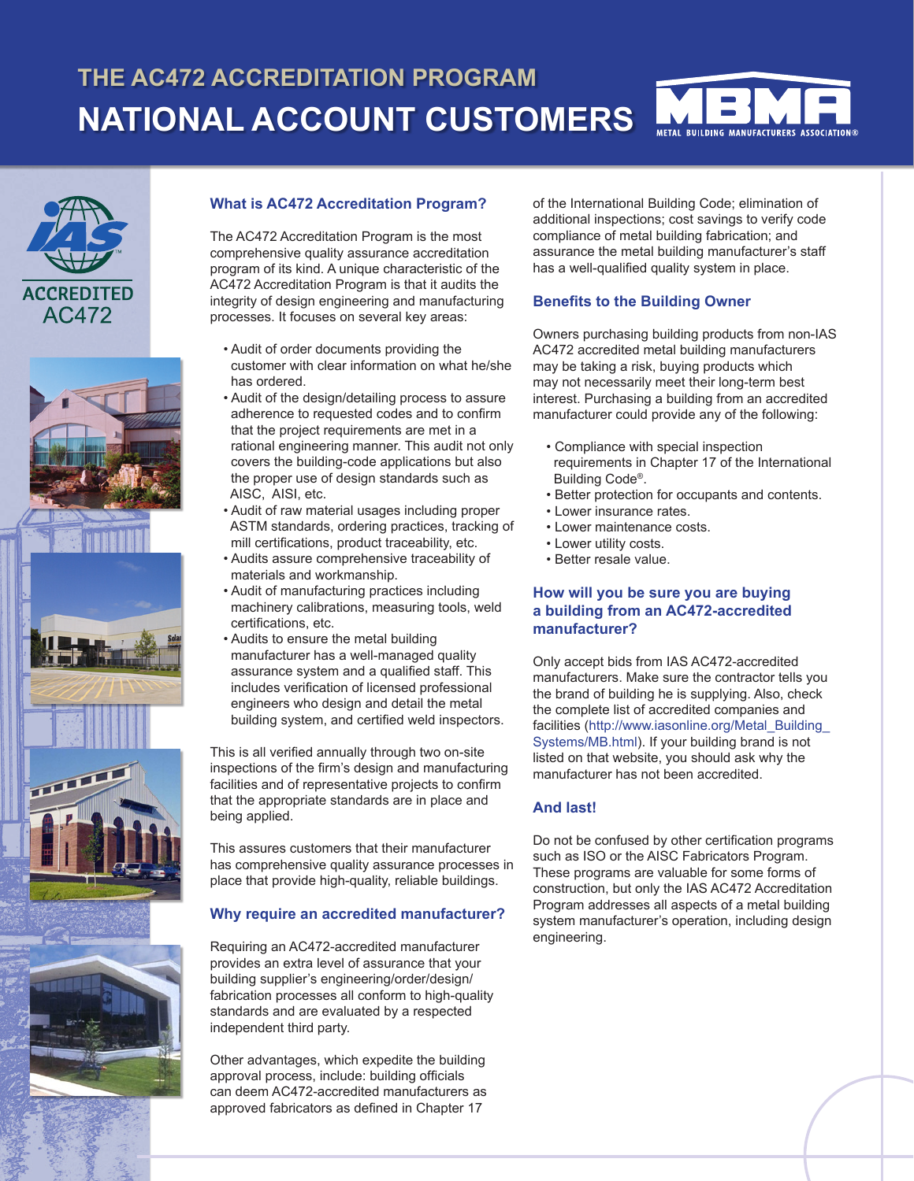# THE AC472 ACCREDITATION PROGRAM

# NATIONAL ACCOUNT CUSTOMERS

ACCREDITED AC472

## What is AC472 Accreditation Program?

The AC472 Accreditation Program is the most comprehensive quality assurance accreditation program of its kind. A unique characteristic of the AC472 Accreditation Program is that it audits the integrity of design engineering and manufacturing processes. It focuses on several key areas:

- Audit of order documents providing the customer with clear information on what he/she has ordered.
- Audit of the design/detailing process to assure adherence to requested codes and to confirm that the project requirements are met in a rational engineering manner. This audit not only covers the building-code applications but also the proper use of design standards such as AISC, AISI, etc.
- Audit of raw material usages including proper ASTM standards, ordering practices, tracking of mill certifications, product traceability, etc.
- Audits assure comprehensive traceability of materials and workmanship.
- Audit of manufacturing practices including machinery calibrations, measuring tools, weld certifications, etc.
- Audits to ensure the metal building manufacturer has a well-managed quality assurance system and a qualified staff. This includes verification of licensed professional engineers who design and detail the metal building system, and certified weld inspectors.

This is all verified annually through two on-site inspections of the firm's design and manufacturing facilities and of representative projects to confirm that the appropriate standards are in place and being applied.

This assures customers that their manufacturer has comprehensive quality assurance processes in place that provide high-quality, reliable buildings.

## Why require an accredited manufacturer?

Requiring an AC472-accredited manufacturer provides an extra level of assurance that your building supplier's engineering/order/design/fabrication processes all conform to high-quality standards and are evaluated by a respected independent third party.

Other advantages, which expedite the building approval process, include: building officials can deem AC472-accredited manufacturers as approved fabricators as defined in Chapter 17 of the International Building Code; elimination of additional inspections; cost savings to verify code compliance of metal building fabrication; and assurance the metal building manufacturer's staff has a well-qualified quality system in place.

## Benefits to the Building Owner

Owners purchasing building products from non-IAS AC472 accredited metal building manufacturers may be taking a risk, buying products which may not necessarily meet their long-term best interest. Purchasing a building from an accredited manufacturer could provide any of the following:

- Compliance with special inspection requirements in Chapter 17 of the International Building Code®.
- Better protection for occupants and contents.
- Lower insurance rates.
- Lower maintenance costs.
- Lower utility costs.
- Better resale value.

## How will you be sure you are buying a building from an AC472-accredited manufacturer?

Only accept bids from IAS AC472-accredited manufacturers. Make sure the contractor tells you the brand of building he is supplying. Also, check the complete list of accredited companies and facilities (http://www.iasonline.org/Metal_Building_Systems/MB.html). If your building brand is not listed on that website, you should ask why the manufacturer has not been accredited.

## And last!

Do not be confused by other certification programs such as ISO or the AISC Fabricators Program. These programs are valuable for some forms of construction, but only the IAS AC472 Accreditation Program addresses all aspects of a metal building system manufacturer's operation, including design engineering.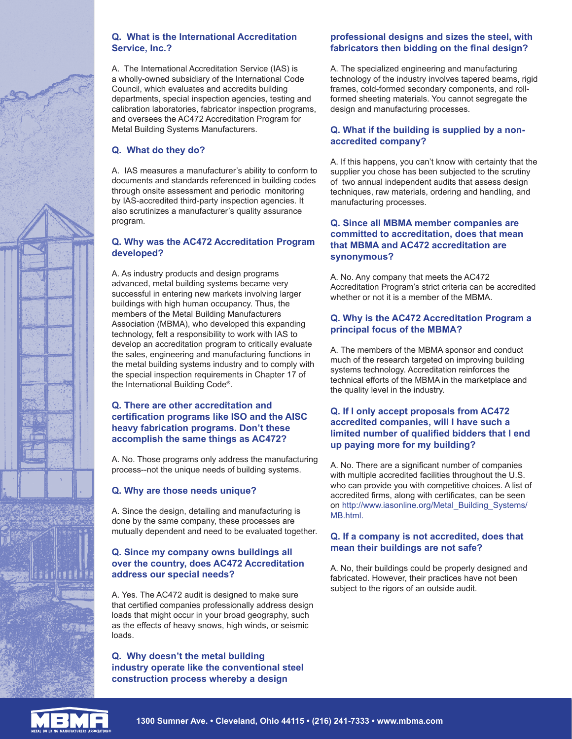**Q. What is the International Accreditation Service, Inc.?**

A. The International Accreditation Service (IAS) is a wholly-owned subsidiary of the International Code Council, which evaluates and accredits building departments, special inspection agencies, testing and calibration laboratories, fabricator inspection programs, and oversees the AC472 Accreditation Program for Metal Building Systems Manufacturers.

**Q. What do they do?**

A. IAS measures a manufacturer's ability to conform to documents and standards referenced in building codes through onsite assessment and periodic monitoring by IAS-accredited third-party inspection agencies. It also scrutinizes a manufacturer's quality assurance program.

**Q. Why was the AC472 Accreditation Program developed?**

A. As industry products and design programs advanced, metal building systems became very successful in entering new markets involving larger buildings with high human occupancy. Thus, the members of the Metal Building Manufacturers Association (MBMA), who developed this expanding technology, felt a responsibility to work with IAS to develop an accreditation program to critically evaluate the sales, engineering and manufacturing functions in the metal building systems industry and to comply with the special inspection requirements in Chapter 17 of the International Building Code®.

**Q. There are other accreditation and certification programs like ISO and the AISC heavy fabrication programs. Don't these accomplish the same things as AC472?**

A. No. Those programs only address the manufacturing process--not the unique needs of building systems.

**Q. Why are those needs unique?**

A. Since the design, detailing and manufacturing is done by the same company, these processes are mutually dependent and need to be evaluated together.

**Q. Since my company owns buildings all over the country, does AC472 Accreditation address our special needs?**

A. Yes. The AC472 audit is designed to make sure that certified companies professionally address design loads that might occur in your broad geography, such as the effects of heavy snows, high winds, or seismic loads.

**Q. Why doesn't the metal building industry operate like the conventional steel construction process whereby a design professional designs and sizes the steel, with fabricators then bidding on the final design?**

A. The specialized engineering and manufacturing technology of the industry involves tapered beams, rigid frames, cold-formed secondary components, and roll-formed sheeting materials. You cannot segregate the design and manufacturing processes.

**Q. What if the building is supplied by a non-accredited company?**

A. If this happens, you can't know with certainty that the supplier you chose has been subjected to the scrutiny of two annual independent audits that assess design techniques, raw materials, ordering and handling, and manufacturing processes.

**Q. Since all MBMA member companies are committed to accreditation, does that mean that MBMA and AC472 accreditation are synonymous?**

A. No. Any company that meets the AC472 Accreditation Program's strict criteria can be accredited whether or not it is a member of the MBMA.

**Q. Why is the AC472 Accreditation Program a principal focus of the MBMA?**

A. The members of the MBMA sponsor and conduct much of the research targeted on improving building systems technology. Accreditation reinforces the technical efforts of the MBMA in the marketplace and the quality level in the industry.

**Q. If I only accept proposals from AC472 accredited companies, will I have such a limited number of qualified bidders that I end up paying more for my building?**

A. No. There are a significant number of companies with multiple accredited facilities throughout the U.S. who can provide you with competitive choices. A list of accredited firms, along with certificates, can be seen on http://www.iasonline.org/Metal_Building_Systems/MB.html.

**Q. If a company is not accredited, does that mean their buildings are not safe?**

A. No, their buildings could be properly designed and fabricated. However, their practices have not been subject to the rigors of an outside audit.

MBMA
METAL BUILDING MANUFACTURERS ASSOCIATION®

**1300 Sumner Ave. • Cleveland, Ohio 44115 • (216) 241-7333 • www.mbma.com**